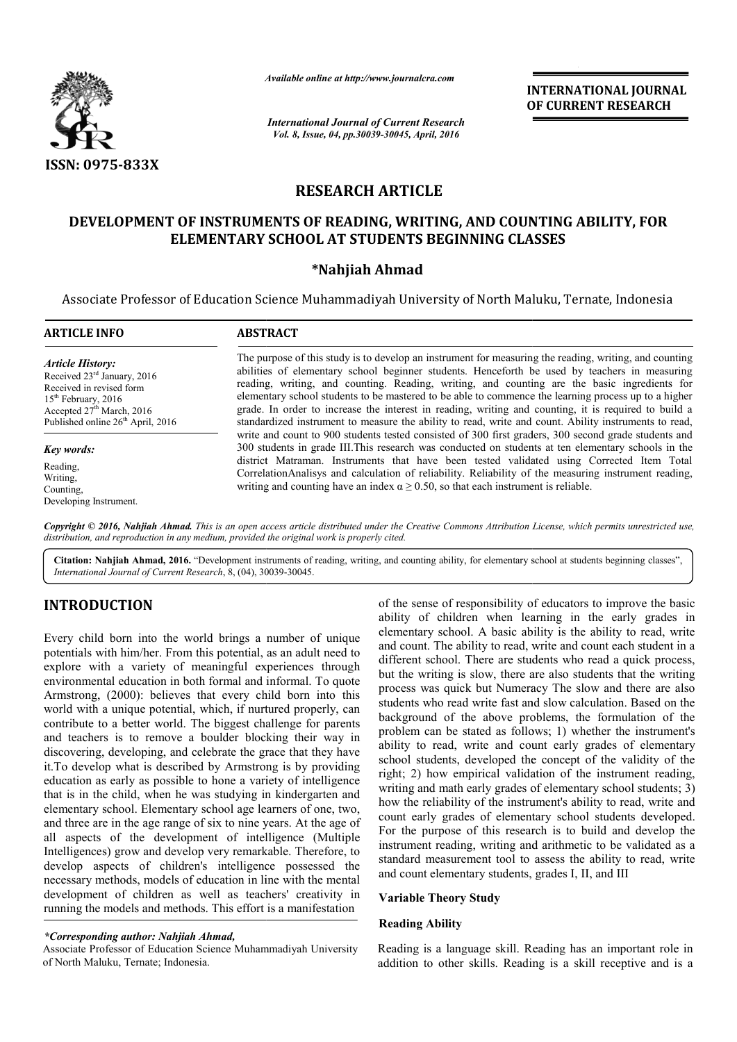*Available online at http://www.journalcra.com*

*International Journal of Current Research*
*Vol. 8, Issue, 04, pp.30039-30045, April, 2016*

**INTERNATIONAL JOURNAL OF CURRENT RESEARCH**

ISSN: 0975-833X

## RESEARCH ARTICLE

# DEVELOPMENT OF INSTRUMENTS OF READING, WRITING, AND COUNTING ABILITY, FOR ELEMENTARY SCHOOL AT STUDENTS BEGINNING CLASSES

**\*Nahjiah Ahmad**

Associate Professor of Education Science Muhammadiyah University of North Maluku, Ternate, Indonesia

**ARTICLE INFO**

*Article History:*
Received 23rd January, 2016
Received in revised form 15th February, 2016
Accepted 27th March, 2016
Published online 26th April, 2016

*Key words:*
Reading,
Writing,
Counting,
Developing Instrument.

**ABSTRACT**

The purpose of this study is to develop an instrument for measuring the reading, writing, and counting abilities of elementary school beginner students. Henceforth be used by teachers in measuring reading, writing, and counting. Reading, writing, and counting are the basic ingredients for elementary school students to be mastered to be able to commence the learning process up to a higher grade. In order to increase the interest in reading, writing and counting, it is required to build a standardized instrument to measure the ability to read, write and count. Ability instruments to read, write and count to 900 students tested consisted of 300 first graders, 300 second grade students and 300 students in grade III.This research was conducted on students at ten elementary schools in the district Matraman. Instruments that have been tested validated using Corrected Item Total CorrelationAnalisys and calculation of reliability. Reliability of the measuring instrument reading, writing and counting have an index $\alpha \geq 0.50$, so that each instrument is reliable.

*Copyright © 2016, Nahjiah Ahmad. This is an open access article distributed under the Creative Commons Attribution License, which permits unrestricted use, distribution, and reproduction in any medium, provided the original work is properly cited.*

**Citation: Nahjiah Ahmad, 2016.** "Development instruments of reading, writing, and counting ability, for elementary school at students beginning classes", *International Journal of Current Research*, 8, (04), 30039-30045.

## INTRODUCTION

Every child born into the world brings a number of unique potentials with him/her. From this potential, as an adult need to explore with a variety of meaningful experiences through environmental education in both formal and informal. To quote Armstrong, (2000): believes that every child born into this world with a unique potential, which, if nurtured properly, can contribute to a better world. The biggest challenge for parents and teachers is to remove a boulder blocking their way in discovering, developing, and celebrate the grace that they have it.To develop what is described by Armstrong is by providing education as early as possible to hone a variety of intelligence that is in the child, when he was studying in kindergarten and elementary school. Elementary school age learners of one, two, and three are in the age range of six to nine years. At the age of all aspects of the development of intelligence (Multiple Intelligences) grow and develop very remarkable. Therefore, to develop aspects of children's intelligence possessed the necessary methods, models of education in line with the mental development of children as well as teachers' creativity in running the models and methods. This effort is a manifestation of the sense of responsibility of educators to improve the basic ability of children when learning in the early grades in elementary school. A basic ability is the ability to read, write and count. The ability to read, write and count each student in a different school. There are students who read a quick process, but the writing is slow, there are also students that the writing process was quick but Numeracy The slow and there are also students who read write fast and slow calculation. Based on the background of the above problems, the formulation of the problem can be stated as follows; 1) whether the instrument's ability to read, write and count early grades of elementary school students, developed the concept of the validity of the right; 2) how empirical validation of the instrument reading, writing and math early grades of elementary school students; 3) how the reliability of the instrument's ability to read, write and count early grades of elementary school students developed. For the purpose of this research is to build and develop the instrument reading, writing and arithmetic to be validated as a standard measurement tool to assess the ability to read, write and count elementary students, grades I, II, and III

### Variable Theory Study

#### Reading Ability

Reading is a language skill. Reading has an important role in addition to other skills. Reading is a skill receptive and is a

*\*Corresponding author: Nahjiah Ahmad,*
Associate Professor of Education Science Muhammadiyah University of North Maluku, Ternate; Indonesia.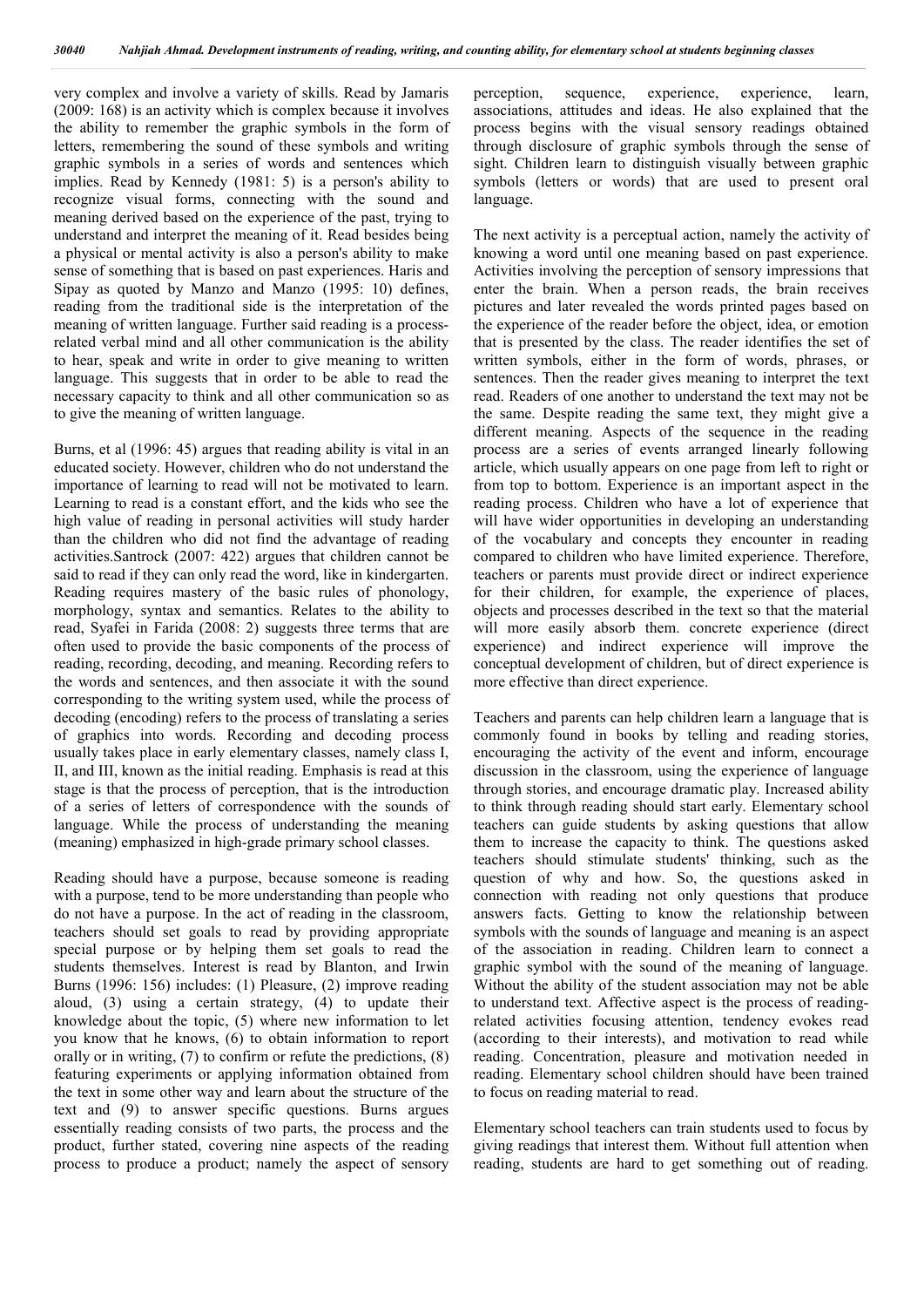very complex and involve a variety of skills. Read by Jamaris (2009: 168) is an activity which is complex because it involves the ability to remember the graphic symbols in the form of letters, remembering the sound of these symbols and writing graphic symbols in a series of words and sentences which implies. Read by Kennedy (1981: 5) is a person's ability to recognize visual forms, connecting with the sound and meaning derived based on the experience of the past, trying to understand and interpret the meaning of it. Read besides being a physical or mental activity is also a person's ability to make sense of something that is based on past experiences. Haris and Sipay as quoted by Manzo and Manzo (1995: 10) defines, reading from the traditional side is the interpretation of the meaning of written language. Further said reading is a process-related verbal mind and all other communication is the ability to hear, speak and write in order to give meaning to written language. This suggests that in order to be able to read the necessary capacity to think and all other communication so as to give the meaning of written language.

Burns, et al (1996: 45) argues that reading ability is vital in an educated society. However, children who do not understand the importance of learning to read will not be motivated to learn. Learning to read is a constant effort, and the kids who see the high value of reading in personal activities will study harder than the children who did not find the advantage of reading activities.Santrock (2007: 422) argues that children cannot be said to read if they can only read the word, like in kindergarten. Reading requires mastery of the basic rules of phonology, morphology, syntax and semantics. Relates to the ability to read, Syafei in Farida (2008: 2) suggests three terms that are often used to provide the basic components of the process of reading, recording, decoding, and meaning. Recording refers to the words and sentences, and then associate it with the sound corresponding to the writing system used, while the process of decoding (encoding) refers to the process of translating a series of graphics into words. Recording and decoding process usually takes place in early elementary classes, namely class I, II, and III, known as the initial reading. Emphasis is read at this stage is that the process of perception, that is the introduction of a series of letters of correspondence with the sounds of language. While the process of understanding the meaning (meaning) emphasized in high-grade primary school classes.

Reading should have a purpose, because someone is reading with a purpose, tend to be more understanding than people who do not have a purpose. In the act of reading in the classroom, teachers should set goals to read by providing appropriate special purpose or by helping them set goals to read the students themselves. Interest is read by Blanton, and Irwin Burns (1996: 156) includes: (1) Pleasure, (2) improve reading aloud, (3) using a certain strategy, (4) to update their knowledge about the topic, (5) where new information to let you know that he knows, (6) to obtain information to report orally or in writing, (7) to confirm or refute the predictions, (8) featuring experiments or applying information obtained from the text in some other way and learn about the structure of the text and (9) to answer specific questions. Burns argues essentially reading consists of two parts, the process and the product, further stated, covering nine aspects of the reading process to produce a product; namely the aspect of sensory perception, sequence, experience, experience, learn, associations, attitudes and ideas. He also explained that the process begins with the visual sensory readings obtained through disclosure of graphic symbols through the sense of sight. Children learn to distinguish visually between graphic symbols (letters or words) that are used to present oral language.

The next activity is a perceptual action, namely the activity of knowing a word until one meaning based on past experience. Activities involving the perception of sensory impressions that enter the brain. When a person reads, the brain receives pictures and later revealed the words printed pages based on the experience of the reader before the object, idea, or emotion that is presented by the class. The reader identifies the set of written symbols, either in the form of words, phrases, or sentences. Then the reader gives meaning to interpret the text read. Readers of one another to understand the text may not be the same. Despite reading the same text, they might give a different meaning. Aspects of the sequence in the reading process are a series of events arranged linearly following article, which usually appears on one page from left to right or from top to bottom. Experience is an important aspect in the reading process. Children who have a lot of experience that will have wider opportunities in developing an understanding of the vocabulary and concepts they encounter in reading compared to children who have limited experience. Therefore, teachers or parents must provide direct or indirect experience for their children, for example, the experience of places, objects and processes described in the text so that the material will more easily absorb them. concrete experience (direct experience) and indirect experience will improve the conceptual development of children, but of direct experience is more effective than direct experience.

Teachers and parents can help children learn a language that is commonly found in books by telling and reading stories, encouraging the activity of the event and inform, encourage discussion in the classroom, using the experience of language through stories, and encourage dramatic play. Increased ability to think through reading should start early. Elementary school teachers can guide students by asking questions that allow them to increase the capacity to think. The questions asked teachers should stimulate students' thinking, such as the question of why and how. So, the questions asked in connection with reading not only questions that produce answers facts. Getting to know the relationship between symbols with the sounds of language and meaning is an aspect of the association in reading. Children learn to connect a graphic symbol with the sound of the meaning of language. Without the ability of the student association may not be able to understand text. Affective aspect is the process of reading-related activities focusing attention, tendency evokes read (according to their interests), and motivation to read while reading. Concentration, pleasure and motivation needed in reading. Elementary school children should have been trained to focus on reading material to read.

Elementary school teachers can train students used to focus by giving readings that interest them. Without full attention when reading, students are hard to get something out of reading.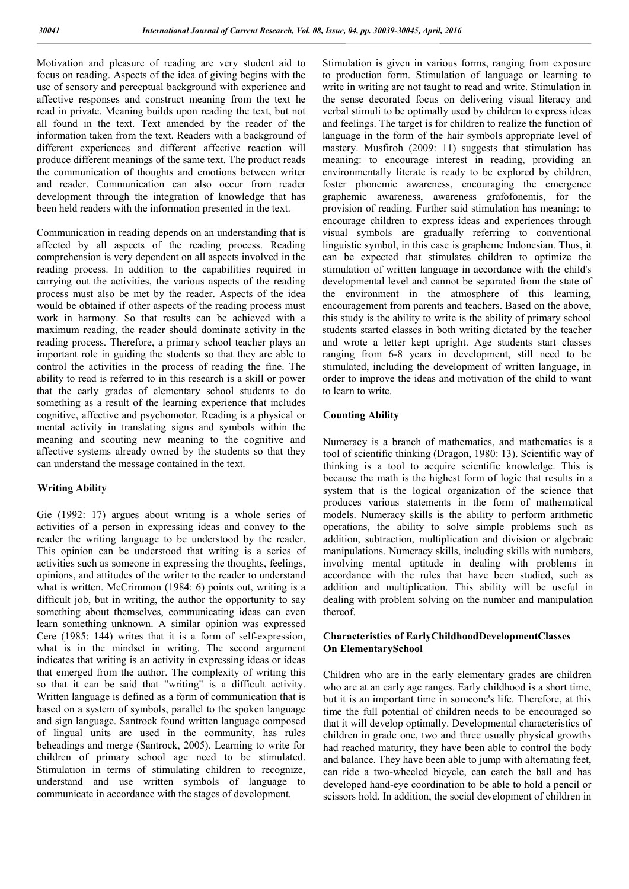Motivation and pleasure of reading are very student aid to focus on reading. Aspects of the idea of giving begins with the use of sensory and perceptual background with experience and affective responses and construct meaning from the text he read in private. Meaning builds upon reading the text, but not all found in the text. Text amended by the reader of the information taken from the text. Readers with a background of different experiences and different affective reaction will produce different meanings of the same text. The product reads the communication of thoughts and emotions between writer and reader. Communication can also occur from reader development through the integration of knowledge that has been held readers with the information presented in the text.

Communication in reading depends on an understanding that is affected by all aspects of the reading process. Reading comprehension is very dependent on all aspects involved in the reading process. In addition to the capabilities required in carrying out the activities, the various aspects of the reading process must also be met by the reader. Aspects of the idea would be obtained if other aspects of the reading process must work in harmony. So that results can be achieved with a maximum reading, the reader should dominate activity in the reading process. Therefore, a primary school teacher plays an important role in guiding the students so that they are able to control the activities in the process of reading the fine. The ability to read is referred to in this research is a skill or power that the early grades of elementary school students to do something as a result of the learning experience that includes cognitive, affective and psychomotor. Reading is a physical or mental activity in translating signs and symbols within the meaning and scouting new meaning to the cognitive and affective systems already owned by the students so that they can understand the message contained in the text.

### Writing Ability

Gie (1992: 17) argues about writing is a whole series of activities of a person in expressing ideas and convey to the reader the writing language to be understood by the reader. This opinion can be understood that writing is a series of activities such as someone in expressing the thoughts, feelings, opinions, and attitudes of the writer to the reader to understand what is written. McCrimmon (1984: 6) points out, writing is a difficult job, but in writing, the author the opportunity to say something about themselves, communicating ideas can even learn something unknown. A similar opinion was expressed Cere (1985: 144) writes that it is a form of self-expression, what is in the mindset in writing. The second argument indicates that writing is an activity in expressing ideas or ideas that emerged from the author. The complexity of writing this so that it can be said that "writing" is a difficult activity. Written language is defined as a form of communication that is based on a system of symbols, parallel to the spoken language and sign language. Santrock found written language composed of lingual units are used in the community, has rules beheadings and merge (Santrock, 2005). Learning to write for children of primary school age need to be stimulated. Stimulation in terms of stimulating children to recognize, understand and use written symbols of language to communicate in accordance with the stages of development.

Stimulation is given in various forms, ranging from exposure to production form. Stimulation of language or learning to write in writing are not taught to read and write. Stimulation in the sense decorated focus on delivering visual literacy and verbal stimuli to be optimally used by children to express ideas and feelings. The target is for children to realize the function of language in the form of the hair symbols appropriate level of mastery. Musfiroh (2009: 11) suggests that stimulation has meaning: to encourage interest in reading, providing an environmentally literate is ready to be explored by children, foster phonemic awareness, encouraging the emergence graphemic awareness, awareness grafofonemis, for the provision of reading. Further said stimulation has meaning: to encourage children to express ideas and experiences through visual symbols are gradually referring to conventional linguistic symbol, in this case is grapheme Indonesian. Thus, it can be expected that stimulates children to optimize the stimulation of written language in accordance with the child's developmental level and cannot be separated from the state of the environment in the atmosphere of this learning, encouragement from parents and teachers. Based on the above, this study is the ability to write is the ability of primary school students started classes in both writing dictated by the teacher and wrote a letter kept upright. Age students start classes ranging from 6-8 years in development, still need to be stimulated, including the development of written language, in order to improve the ideas and motivation of the child to want to learn to write.

### Counting Ability

Numeracy is a branch of mathematics, and mathematics is a tool of scientific thinking (Dragon, 1980: 13). Scientific way of thinking is a tool to acquire scientific knowledge. This is because the math is the highest form of logic that results in a system that is the logical organization of the science that produces various statements in the form of mathematical models. Numeracy skills is the ability to perform arithmetic operations, the ability to solve simple problems such as addition, subtraction, multiplication and division or algebraic manipulations. Numeracy skills, including skills with numbers, involving mental aptitude in dealing with problems in accordance with the rules that have been studied, such as addition and multiplication. This ability will be useful in dealing with problem solving on the number and manipulation thereof.

### Characteristics of EarlyChildhoodDevelopmentClasses On ElementarySchool

Children who are in the early elementary grades are children who are at an early age ranges. Early childhood is a short time, but it is an important time in someone's life. Therefore, at this time the full potential of children needs to be encouraged so that it will develop optimally. Developmental characteristics of children in grade one, two and three usually physical growths had reached maturity, they have been able to control the body and balance. They have been able to jump with alternating feet, can ride a two-wheeled bicycle, can catch the ball and has developed hand-eye coordination to be able to hold a pencil or scissors hold. In addition, the social development of children in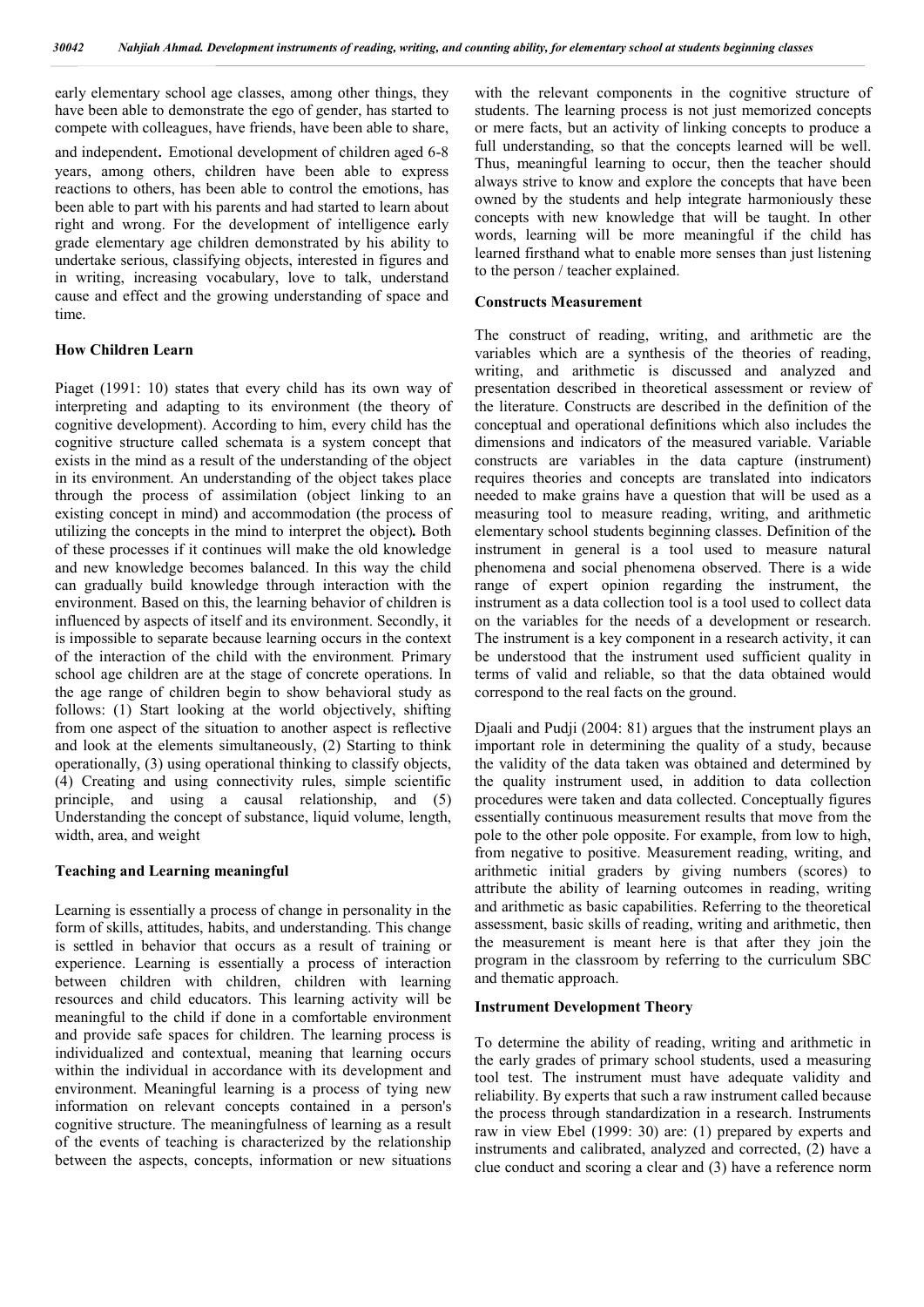early elementary school age classes, among other things, they have been able to demonstrate the ego of gender, has started to compete with colleagues, have friends, have been able to share, and independent. Emotional development of children aged 6-8 years, among others, children have been able to express reactions to others, has been able to control the emotions, has been able to part with his parents and had started to learn about right and wrong. For the development of intelligence early grade elementary age children demonstrated by his ability to undertake serious, classifying objects, interested in figures and in writing, increasing vocabulary, love to talk, understand cause and effect and the growing understanding of space and time.

### How Children Learn

Piaget (1991: 10) states that every child has its own way of interpreting and adapting to its environment (the theory of cognitive development). According to him, every child has the cognitive structure called schemata is a system concept that exists in the mind as a result of the understanding of the object in its environment. An understanding of the object takes place through the process of assimilation (object linking to an existing concept in mind) and accommodation (the process of utilizing the concepts in the mind to interpret the object**.** Both of these processes if it continues will make the old knowledge and new knowledge becomes balanced. In this way the child can gradually build knowledge through interaction with the environment. Based on this, the learning behavior of children is influenced by aspects of itself and its environment. Secondly, it is impossible to separate because learning occurs in the context of the interaction of the child with the environment. Primary school age children are at the stage of concrete operations. In the age range of children begin to show behavioral study as follows: (1) Start looking at the world objectively, shifting from one aspect of the situation to another aspect is reflective and look at the elements simultaneously, (2) Starting to think operationally, (3) using operational thinking to classify objects, (4) Creating and using connectivity rules, simple scientific principle, and using a causal relationship, and (5) Understanding the concept of substance, liquid volume, length, width, area, and weight

### Teaching and Learning meaningful

Learning is essentially a process of change in personality in the form of skills, attitudes, habits, and understanding. This change is settled in behavior that occurs as a result of training or experience. Learning is essentially a process of interaction between children with children, children with learning resources and child educators. This learning activity will be meaningful to the child if done in a comfortable environment and provide safe spaces for children. The learning process is individualized and contextual, meaning that learning occurs within the individual in accordance with its development and environment. Meaningful learning is a process of tying new information on relevant concepts contained in a person's cognitive structure. The meaningfulness of learning as a result of the events of teaching is characterized by the relationship between the aspects, concepts, information or new situations with the relevant components in the cognitive structure of students. The learning process is not just memorized concepts or mere facts, but an activity of linking concepts to produce a full understanding, so that the concepts learned will be well. Thus, meaningful learning to occur, then the teacher should always strive to know and explore the concepts that have been owned by the students and help integrate harmoniously these concepts with new knowledge that will be taught. In other words, learning will be more meaningful if the child has learned firsthand what to enable more senses than just listening to the person / teacher explained.

### Constructs Measurement

The construct of reading, writing, and arithmetic are the variables which are a synthesis of the theories of reading, writing, and arithmetic is discussed and analyzed and presentation described in theoretical assessment or review of the literature. Constructs are described in the definition of the conceptual and operational definitions which also includes the dimensions and indicators of the measured variable. Variable constructs are variables in the data capture (instrument) requires theories and concepts are translated into indicators needed to make grains have a question that will be used as a measuring tool to measure reading, writing, and arithmetic elementary school students beginning classes. Definition of the instrument in general is a tool used to measure natural phenomena and social phenomena observed. There is a wide range of expert opinion regarding the instrument, the instrument as a data collection tool is a tool used to collect data on the variables for the needs of a development or research. The instrument is a key component in a research activity, it can be understood that the instrument used sufficient quality in terms of valid and reliable, so that the data obtained would correspond to the real facts on the ground.

Djaali and Pudji (2004: 81) argues that the instrument plays an important role in determining the quality of a study, because the validity of the data taken was obtained and determined by the quality instrument used, in addition to data collection procedures were taken and data collected. Conceptually figures essentially continuous measurement results that move from the pole to the other pole opposite. For example, from low to high, from negative to positive. Measurement reading, writing, and arithmetic initial graders by giving numbers (scores) to attribute the ability of learning outcomes in reading, writing and arithmetic as basic capabilities. Referring to the theoretical assessment, basic skills of reading, writing and arithmetic, then the measurement is meant here is that after they join the program in the classroom by referring to the curriculum SBC and thematic approach.

### Instrument Development Theory

To determine the ability of reading, writing and arithmetic in the early grades of primary school students, used a measuring tool test. The instrument must have adequate validity and reliability. By experts that such a raw instrument called because the process through standardization in a research. Instruments raw in view Ebel (1999: 30) are: (1) prepared by experts and instruments and calibrated, analyzed and corrected, (2) have a clue conduct and scoring a clear and (3) have a reference norm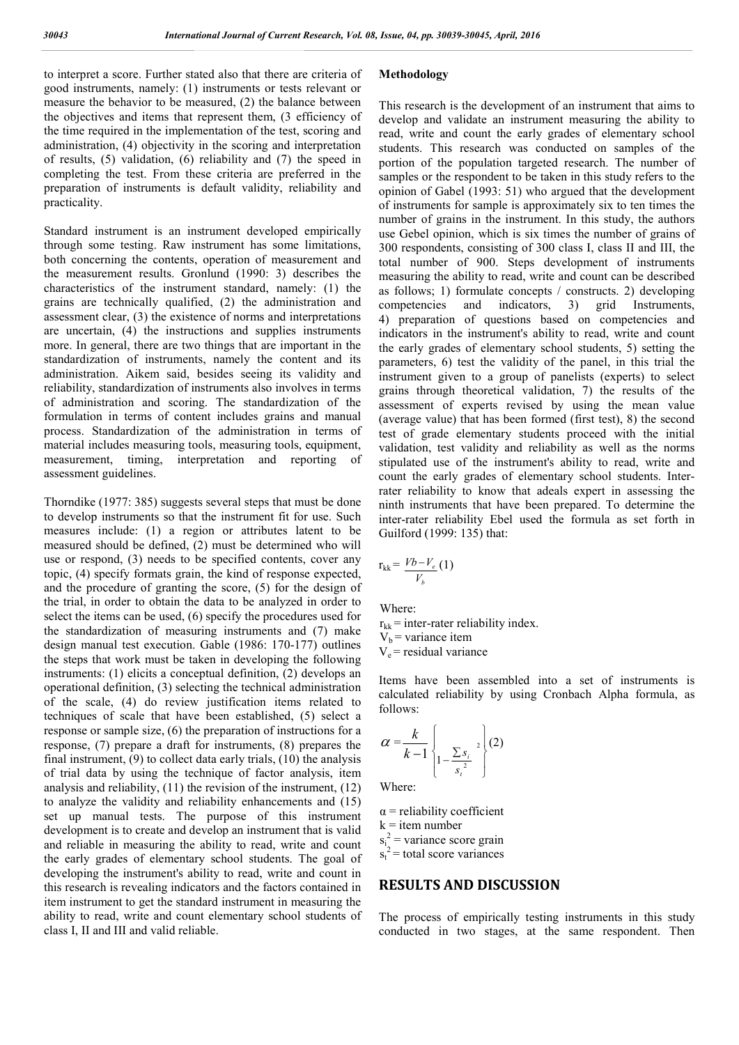to interpret a score. Further stated also that there are criteria of good instruments, namely: (1) instruments or tests relevant or measure the behavior to be measured, (2) the balance between the objectives and items that represent them, (3 efficiency of the time required in the implementation of the test, scoring and administration, (4) objectivity in the scoring and interpretation of results, (5) validation, (6) reliability and (7) the speed in completing the test. From these criteria are preferred in the preparation of instruments is default validity, reliability and practicality.

Standard instrument is an instrument developed empirically through some testing. Raw instrument has some limitations, both concerning the contents, operation of measurement and the measurement results. Gronlund (1990: 3) describes the characteristics of the instrument standard, namely: (1) the grains are technically qualified, (2) the administration and assessment clear, (3) the existence of norms and interpretations are uncertain, (4) the instructions and supplies instruments more. In general, there are two things that are important in the standardization of instruments, namely the content and its administration. Aikem said, besides seeing its validity and reliability, standardization of instruments also involves in terms of administration and scoring. The standardization of the formulation in terms of content includes grains and manual process. Standardization of the administration in terms of material includes measuring tools, measuring tools, equipment, measurement, timing, interpretation and reporting of assessment guidelines.

Thorndike (1977: 385) suggests several steps that must be done to develop instruments so that the instrument fit for use. Such measures include: (1) a region or attributes latent to be measured should be defined, (2) must be determined who will use or respond, (3) needs to be specified contents, cover any topic, (4) specify formats grain, the kind of response expected, and the procedure of granting the score, (5) for the design of the trial, in order to obtain the data to be analyzed in order to select the items can be used, (6) specify the procedures used for the standardization of measuring instruments and (7) make design manual test execution. Gable (1986: 170-177) outlines the steps that work must be taken in developing the following instruments: (1) elicits a conceptual definition, (2) develops an operational definition, (3) selecting the technical administration of the scale, (4) do review justification items related to techniques of scale that have been established, (5) select a response or sample size, (6) the preparation of instructions for a response, (7) prepare a draft for instruments, (8) prepares the final instrument, (9) to collect data early trials, (10) the analysis of trial data by using the technique of factor analysis, item analysis and reliability, (11) the revision of the instrument, (12) to analyze the validity and reliability enhancements and (15) set up manual tests. The purpose of this instrument development is to create and develop an instrument that is valid and reliable in measuring the ability to read, write and count the early grades of elementary school students. The goal of developing the instrument's ability to read, write and count in this research is revealing indicators and the factors contained in item instrument to get the standard instrument in measuring the ability to read, write and count elementary school students of class I, II and III and valid reliable.

## Methodology

This research is the development of an instrument that aims to develop and validate an instrument measuring the ability to read, write and count the early grades of elementary school students. This research was conducted on samples of the portion of the population targeted research. The number of samples or the respondent to be taken in this study refers to the opinion of Gabel (1993: 51) who argued that the development of instruments for sample is approximately six to ten times the number of grains in the instrument. In this study, the authors use Gebel opinion, which is six times the number of grains of 300 respondents, consisting of 300 class I, class II and III, the total number of 900. Steps development of instruments measuring the ability to read, write and count can be described as follows; 1) formulate concepts / constructs. 2) developing competencies and indicators, 3) grid Instruments, 4) preparation of questions based on competencies and indicators in the instrument's ability to read, write and count the early grades of elementary school students, 5) setting the parameters, 6) test the validity of the panel, in this trial the instrument given to a group of panelists (experts) to select grains through theoretical validation, 7) the results of the assessment of experts revised by using the mean value (average value) that has been formed (first test), 8) the second test of grade elementary students proceed with the initial validation, test validity and reliability as well as the norms stipulated use of the instrument's ability to read, write and count the early grades of elementary school students. Inter-rater reliability to know that adeals expert in assessing the ninth instruments that have been prepared. To determine the inter-rater reliability Ebel used the formula as set forth in Guilford (1999: 135) that:

$$r_{kk} = \frac{V_b - V_e}{V_b} \quad (1)$$

Where:
$r_{kk}$ = inter-rater reliability index.
$V_b$ = variance item
$V_e$ = residual variance

Items have been assembled into a set of instruments is calculated reliability by using Cronbach Alpha formula, as follows:

$$\alpha = \frac{k}{k-1}\left\{1 - \frac{\sum s_i^2}{s_t^2}\right\} \quad (2)$$

Where:

$\alpha$ = reliability coefficient
k = item number
$s_i^2$ = variance score grain
$s_t^2$ = total score variances

## RESULTS AND DISCUSSION

The process of empirically testing instruments in this study conducted in two stages, at the same respondent. Then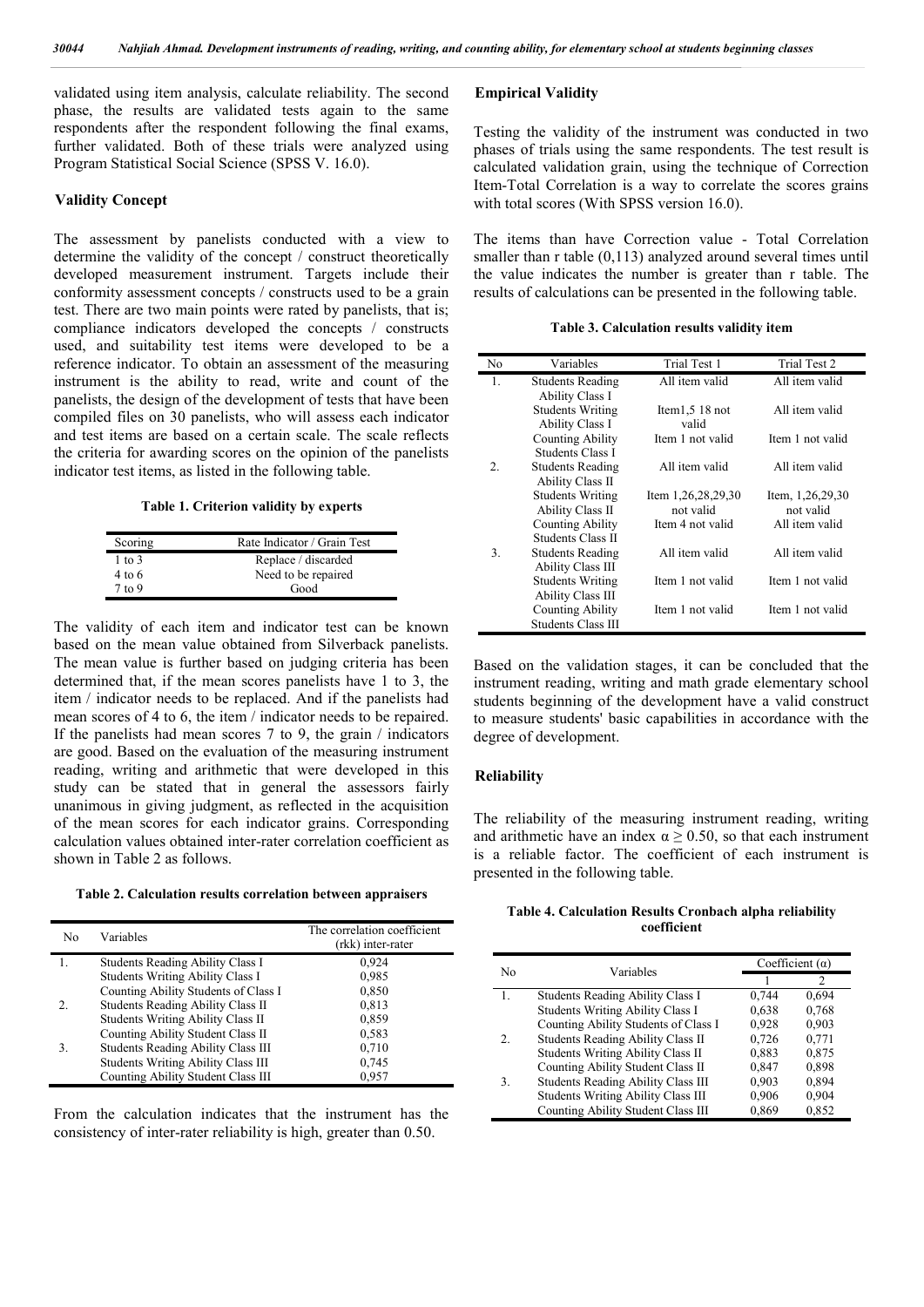validated using item analysis, calculate reliability. The second phase, the results are validated tests again to the same respondents after the respondent following the final exams, further validated. Both of these trials were analyzed using Program Statistical Social Science (SPSS V. 16.0).

### Validity Concept

The assessment by panelists conducted with a view to determine the validity of the concept / construct theoretically developed measurement instrument. Targets include their conformity assessment concepts / constructs used to be a grain test. There are two main points were rated by panelists, that is; compliance indicators developed the concepts / constructs used, and suitability test items were developed to be a reference indicator. To obtain an assessment of the measuring instrument is the ability to read, write and count of the panelists, the design of the development of tests that have been compiled files on 30 panelists, who will assess each indicator and test items are based on a certain scale. The scale reflects the criteria for awarding scores on the opinion of the panelists indicator test items, as listed in the following table.

**Table 1. Criterion validity by experts**

| Scoring | Rate Indicator / Grain Test |
|---|---|
| 1 to 3 | Replace / discarded |
| 4 to 6 | Need to be repaired |
| 7 to 9 | Good |

The validity of each item and indicator test can be known based on the mean value obtained from Silverback panelists. The mean value is further based on judging criteria has been determined that, if the mean scores panelists have 1 to 3, the item / indicator needs to be replaced. And if the panelists had mean scores of 4 to 6, the item / indicator needs to be repaired. If the panelists had mean scores 7 to 9, the grain / indicators are good. Based on the evaluation of the measuring instrument reading, writing and arithmetic that were developed in this study can be stated that in general the assessors fairly unanimous in giving judgment, as reflected in the acquisition of the mean scores for each indicator grains. Corresponding calculation values obtained inter-rater correlation coefficient as shown in Table 2 as follows.

**Table 2. Calculation results correlation between appraisers**

| No | Variables | The correlation coefficient (rkk) inter-rater |
|---|---|---|
| 1. | Students Reading Ability Class I | 0,924 |
| | Students Writing Ability Class I | 0,985 |
| | Counting Ability Students of Class I | 0,850 |
| 2. | Students Reading Ability Class II | 0,813 |
| | Students Writing Ability Class II | 0,859 |
| | Counting Ability Student Class II | 0,583 |
| 3. | Students Reading Ability Class III | 0,710 |
| | Students Writing Ability Class III | 0,745 |
| | Counting Ability Student Class III | 0,957 |

From the calculation indicates that the instrument has the consistency of inter-rater reliability is high, greater than 0.50.

### Empirical Validity

Testing the validity of the instrument was conducted in two phases of trials using the same respondents. The test result is calculated validation grain, using the technique of Correction Item-Total Correlation is a way to correlate the scores grains with total scores (With SPSS version 16.0).

The items than have Correction value - Total Correlation smaller than r table (0,113) analyzed around several times until the value indicates the number is greater than r table. The results of calculations can be presented in the following table.

**Table 3. Calculation results validity item**

| No | Variables | Trial Test 1 | Trial Test 2 |
|---|---|---|---|
| 1. | Students Reading Ability Class I | All item valid | All item valid |
| | Students Writing Ability Class I | Item1,5 18 not valid | All item valid |
| | Counting Ability Students Class I | Item 1 not valid | Item 1 not valid |
| 2. | Students Reading Ability Class II | All item valid | All item valid |
| | Students Writing Ability Class II | Item 1,26,28,29,30 not valid | Item, 1,26,29,30 not valid |
| | Counting Ability Students Class II | Item 4 not valid | All item valid |
| 3. | Students Reading Ability Class III | All item valid | All item valid |
| | Students Writing Ability Class III | Item 1 not valid | Item 1 not valid |
| | Counting Ability Students Class III | Item 1 not valid | Item 1 not valid |

Based on the validation stages, it can be concluded that the instrument reading, writing and math grade elementary school students beginning of the development have a valid construct to measure students' basic capabilities in accordance with the degree of development.

### Reliability

The reliability of the measuring instrument reading, writing and arithmetic have an index $\alpha \geq 0.50$, so that each instrument is a reliable factor. The coefficient of each instrument is presented in the following table.

**Table 4. Calculation Results Cronbach alpha reliability coefficient**

| No | Variables | Coefficient ($\alpha$) | |
|---|---|---|---|
| | | 1 | 2 |
| 1. | Students Reading Ability Class I | 0,744 | 0,694 |
| | Students Writing Ability Class I | 0,638 | 0,768 |
| | Counting Ability Students of Class I | 0,928 | 0,903 |
| 2. | Students Reading Ability Class II | 0,726 | 0,771 |
| | Students Writing Ability Class II | 0,883 | 0,875 |
| | Counting Ability Student Class II | 0,847 | 0,898 |
| 3. | Students Reading Ability Class III | 0,903 | 0,894 |
| | Students Writing Ability Class III | 0,906 | 0,904 |
| | Counting Ability Student Class III | 0,869 | 0,852 |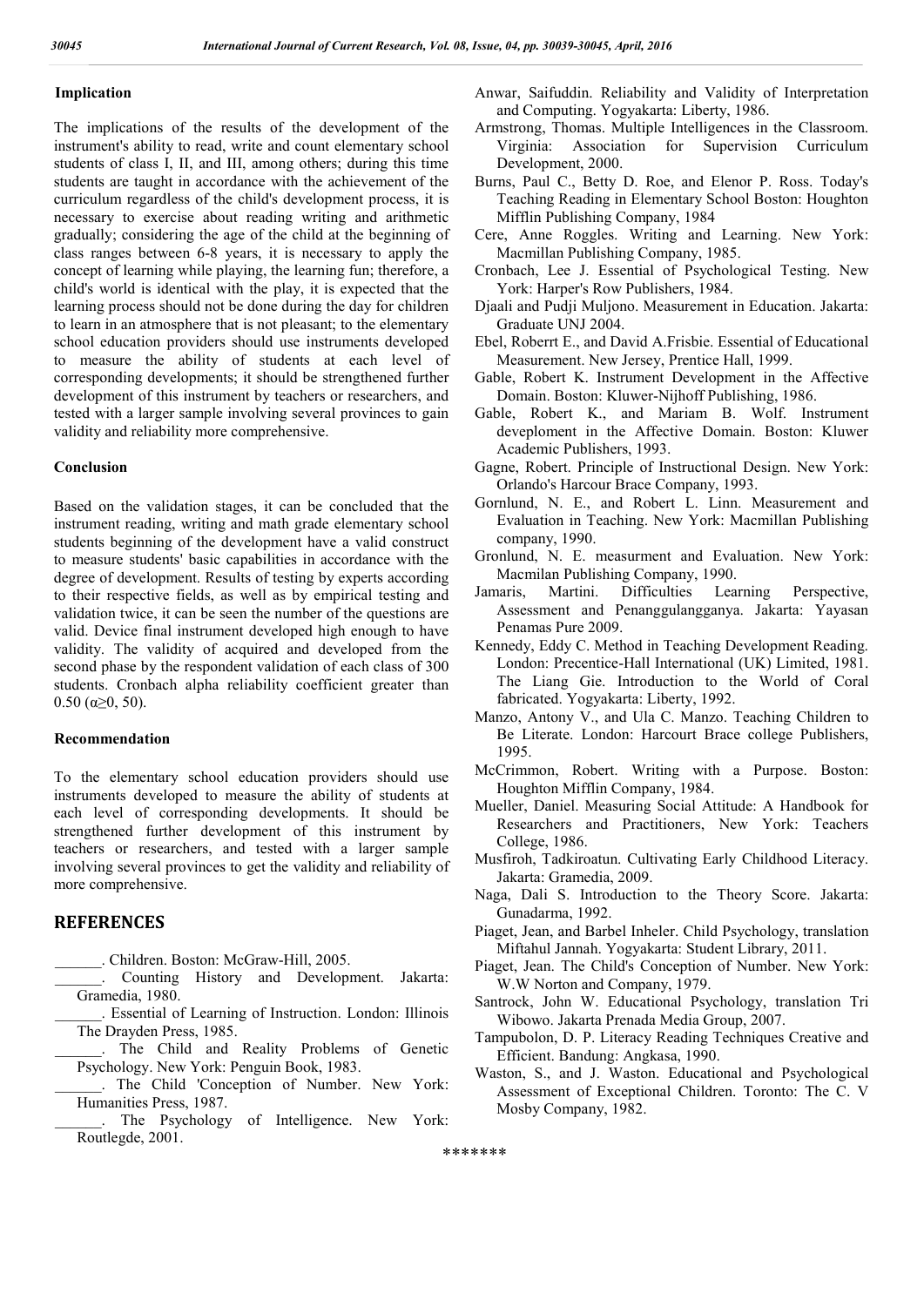### Implication

The implications of the results of the development of the instrument's ability to read, write and count elementary school students of class I, II, and III, among others; during this time students are taught in accordance with the achievement of the curriculum regardless of the child's development process, it is necessary to exercise about reading writing and arithmetic gradually; considering the age of the child at the beginning of class ranges between 6-8 years, it is necessary to apply the concept of learning while playing, the learning fun; therefore, a child's world is identical with the play, it is expected that the learning process should not be done during the day for children to learn in an atmosphere that is not pleasant; to the elementary school education providers should use instruments developed to measure the ability of students at each level of corresponding developments; it should be strengthened further development of this instrument by teachers or researchers, and tested with a larger sample involving several provinces to gain validity and reliability more comprehensive.

### Conclusion

Based on the validation stages, it can be concluded that the instrument reading, writing and math grade elementary school students beginning of the development have a valid construct to measure students' basic capabilities in accordance with the degree of development. Results of testing by experts according to their respective fields, as well as by empirical testing and validation twice, it can be seen the number of the questions are valid. Device final instrument developed high enough to have validity. The validity of acquired and developed from the second phase by the respondent validation of each class of 300 students. Cronbach alpha reliability coefficient greater than 0.50 ($\alpha \geq 0, 50$).

### Recommendation

To the elementary school education providers should use instruments developed to measure the ability of students at each level of corresponding developments. It should be strengthened further development of this instrument by teachers or researchers, and tested with a larger sample involving several provinces to get the validity and reliability of more comprehensive.

## REFERENCES

______. Children. Boston: McGraw-Hill, 2005.

______. Counting History and Development. Jakarta: Gramedia, 1980.

______. Essential of Learning of Instruction. London: Illinois The Drayden Press, 1985.

______. The Child and Reality Problems of Genetic Psychology. New York: Penguin Book, 1983.

______. The Child 'Conception of Number. New York: Humanities Press, 1987.

______. The Psychology of Intelligence. New York: Routlegde, 2001.

Anwar, Saifuddin. Reliability and Validity of Interpretation and Computing. Yogyakarta: Liberty, 1986.

Armstrong, Thomas. Multiple Intelligences in the Classroom. Virginia: Association for Supervision Curriculum Development, 2000.

Burns, Paul C., Betty D. Roe, and Elenor P. Ross. Today's Teaching Reading in Elementary School Boston: Houghton Mifflin Publishing Company, 1984

Cere, Anne Roggles. Writing and Learning. New York: Macmillan Publishing Company, 1985.

Cronbach, Lee J. Essential of Psychological Testing. New York: Harper's Row Publishers, 1984.

Djaali and Pudji Muljono. Measurement in Education. Jakarta: Graduate UNJ 2004.

Ebel, Roberrt E., and David A.Frisbie. Essential of Educational Measurement. New Jersey, Prentice Hall, 1999.

Gable, Robert K. Instrument Development in the Affective Domain. Boston: Kluwer-Nijhoff Publishing, 1986.

Gable, Robert K., and Mariam B. Wolf. Instrument deveploment in the Affective Domain. Boston: Kluwer Academic Publishers, 1993.

Gagne, Robert. Principle of Instructional Design. New York: Orlando's Harcour Brace Company, 1993.

Gornlund, N. E., and Robert L. Linn. Measurement and Evaluation in Teaching. New York: Macmillan Publishing company, 1990.

Gronlund, N. E. measurment and Evaluation. New York: Macmilan Publishing Company, 1990.

Jamaris, Martini. Difficulties Learning Perspective, Assessment and Penanggulangganya. Jakarta: Yayasan Penamas Pure 2009.

Kennedy, Eddy C. Method in Teaching Development Reading. London: Precentice-Hall International (UK) Limited, 1981. The Liang Gie. Introduction to the World of Coral fabricated. Yogyakarta: Liberty, 1992.

Manzo, Antony V., and Ula C. Manzo. Teaching Children to Be Literate. London: Harcourt Brace college Publishers, 1995.

McCrimmon, Robert. Writing with a Purpose. Boston: Houghton Mifflin Company, 1984.

Mueller, Daniel. Measuring Social Attitude: A Handbook for Researchers and Practitioners, New York: Teachers College, 1986.

Musfiroh, Tadkiroatun. Cultivating Early Childhood Literacy. Jakarta: Gramedia, 2009.

Naga, Dali S. Introduction to the Theory Score. Jakarta: Gunadarma, 1992.

Piaget, Jean, and Barbel Inheler. Child Psychology, translation Miftahul Jannah. Yogyakarta: Student Library, 2011.

Piaget, Jean. The Child's Conception of Number. New York: W.W Norton and Company, 1979.

Santrock, John W. Educational Psychology, translation Tri Wibowo. Jakarta Prenada Media Group, 2007.

Tampubolon, D. P. Literacy Reading Techniques Creative and Efficient. Bandung: Angkasa, 1990.

Waston, S., and J. Waston. Educational and Psychological Assessment of Exceptional Children. Toronto: The C. V Mosby Company, 1982.

*******